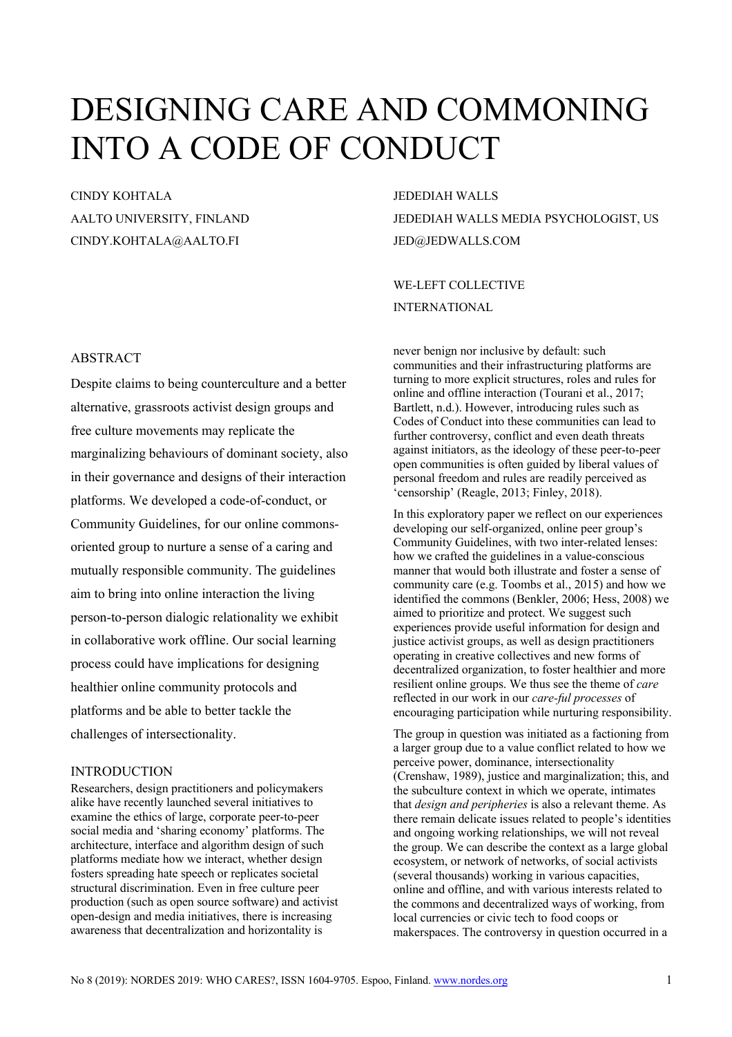# DESIGNING CARE AND COMMONING INTO A CODE OF CONDUCT

CINDY KOHTALA
AALTO UNIVERSITY, FINLAND
CINDY.KOHTALA@AALTO.FI

JEDEDIAH WALLS
JEDEDIAH WALLS MEDIA PSYCHOLOGIST, US
JED@JEDWALLS.COM

WE-LEFT COLLECTIVE
INTERNATIONAL

## ABSTRACT

Despite claims to being counterculture and a better alternative, grassroots activist design groups and free culture movements may replicate the marginalizing behaviours of dominant society, also in their governance and designs of their interaction platforms. We developed a code-of-conduct, or Community Guidelines, for our online commons-oriented group to nurture a sense of a caring and mutually responsible community. The guidelines aim to bring into online interaction the living person-to-person dialogic relationality we exhibit in collaborative work offline. Our social learning process could have implications for designing healthier online community protocols and platforms and be able to better tackle the challenges of intersectionality.

## INTRODUCTION

Researchers, design practitioners and policymakers alike have recently launched several initiatives to examine the ethics of large, corporate peer-to-peer social media and 'sharing economy' platforms. The architecture, interface and algorithm design of such platforms mediate how we interact, whether design fosters spreading hate speech or replicates societal structural discrimination. Even in free culture peer production (such as open source software) and activist open-design and media initiatives, there is increasing awareness that decentralization and horizontality is never benign nor inclusive by default: such communities and their infrastructuring platforms are turning to more explicit structures, roles and rules for online and offline interaction (Tourani et al., 2017; Bartlett, n.d.). However, introducing rules such as Codes of Conduct into these communities can lead to further controversy, conflict and even death threats against initiators, as the ideology of these peer-to-peer open communities is often guided by liberal values of personal freedom and rules are readily perceived as 'censorship' (Reagle, 2013; Finley, 2018).

In this exploratory paper we reflect on our experiences developing our self-organized, online peer group's Community Guidelines, with two inter-related lenses: how we crafted the guidelines in a value-conscious manner that would both illustrate and foster a sense of community care (e.g. Toombs et al., 2015) and how we identified the commons (Benkler, 2006; Hess, 2008) we aimed to prioritize and protect. We suggest such experiences provide useful information for design and justice activist groups, as well as design practitioners operating in creative collectives and new forms of decentralized organization, to foster healthier and more resilient online groups. We thus see the theme of *care* reflected in our work in our *care-ful processes* of encouraging participation while nurturing responsibility.

The group in question was initiated as a factioning from a larger group due to a value conflict related to how we perceive power, dominance, intersectionality (Crenshaw, 1989), justice and marginalization; this, and the subculture context in which we operate, intimates that *design and peripheries* is also a relevant theme. As there remain delicate issues related to people's identities and ongoing working relationships, we will not reveal the group. We can describe the context as a large global ecosystem, or network of networks, of social activists (several thousands) working in various capacities, online and offline, and with various interests related to the commons and decentralized ways of working, from local currencies or civic tech to food coops or makerspaces. The controversy in question occurred in a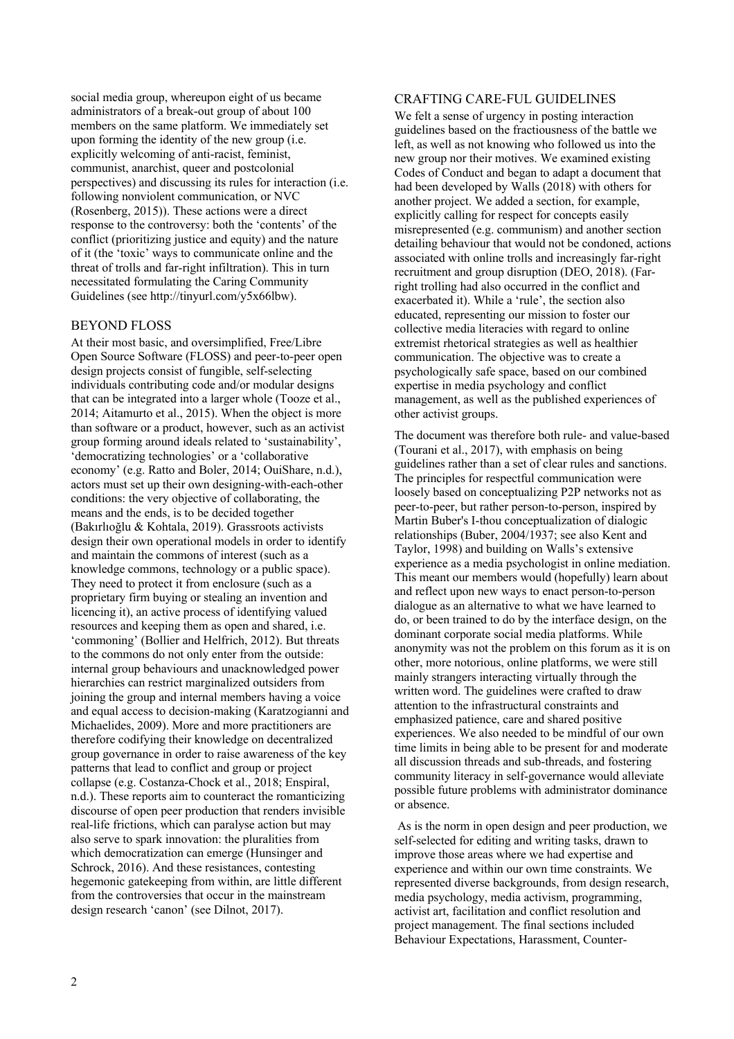social media group, whereupon eight of us became administrators of a break-out group of about 100 members on the same platform. We immediately set upon forming the identity of the new group (i.e. explicitly welcoming of anti-racist, feminist, communist, anarchist, queer and postcolonial perspectives) and discussing its rules for interaction (i.e. following nonviolent communication, or NVC (Rosenberg, 2015)). These actions were a direct response to the controversy: both the 'contents' of the conflict (prioritizing justice and equity) and the nature of it (the 'toxic' ways to communicate online and the threat of trolls and far-right infiltration). This in turn necessitated formulating the Caring Community Guidelines (see http://tinyurl.com/y5x66lbw).

## BEYOND FLOSS

At their most basic, and oversimplified, Free/Libre Open Source Software (FLOSS) and peer-to-peer open design projects consist of fungible, self-selecting individuals contributing code and/or modular designs that can be integrated into a larger whole (Tooze et al., 2014; Aitamurto et al., 2015). When the object is more than software or a product, however, such as an activist group forming around ideals related to 'sustainability', 'democratizing technologies' or a 'collaborative economy' (e.g. Ratto and Boler, 2014; OuiShare, n.d.), actors must set up their own designing-with-each-other conditions: the very objective of collaborating, the means and the ends, is to be decided together (Bakırlıoğlu & Kohtala, 2019). Grassroots activists design their own operational models in order to identify and maintain the commons of interest (such as a knowledge commons, technology or a public space). They need to protect it from enclosure (such as a proprietary firm buying or stealing an invention and licencing it), an active process of identifying valued resources and keeping them as open and shared, i.e. 'commoning' (Bollier and Helfrich, 2012). But threats to the commons do not only enter from the outside: internal group behaviours and unacknowledged power hierarchies can restrict marginalized outsiders from joining the group and internal members having a voice and equal access to decision-making (Karatzogianni and Michaelides, 2009). More and more practitioners are therefore codifying their knowledge on decentralized group governance in order to raise awareness of the key patterns that lead to conflict and group or project collapse (e.g. Costanza-Chock et al., 2018; Enspiral, n.d.). These reports aim to counteract the romanticizing discourse of open peer production that renders invisible real-life frictions, which can paralyse action but may also serve to spark innovation: the pluralities from which democratization can emerge (Hunsinger and Schrock, 2016). And these resistances, contesting hegemonic gatekeeping from within, are little different from the controversies that occur in the mainstream design research 'canon' (see Dilnot, 2017).

## CRAFTING CARE-FUL GUIDELINES

We felt a sense of urgency in posting interaction guidelines based on the fractiousness of the battle we left, as well as not knowing who followed us into the new group nor their motives. We examined existing Codes of Conduct and began to adapt a document that had been developed by Walls (2018) with others for another project. We added a section, for example, explicitly calling for respect for concepts easily misrepresented (e.g. communism) and another section detailing behaviour that would not be condoned, actions associated with online trolls and increasingly far-right recruitment and group disruption (DEO, 2018). (Far-right trolling had also occurred in the conflict and exacerbated it). While a 'rule', the section also educated, representing our mission to foster our collective media literacies with regard to online extremist rhetorical strategies as well as healthier communication. The objective was to create a psychologically safe space, based on our combined expertise in media psychology and conflict management, as well as the published experiences of other activist groups.

The document was therefore both rule- and value-based (Tourani et al., 2017), with emphasis on being guidelines rather than a set of clear rules and sanctions. The principles for respectful communication were loosely based on conceptualizing P2P networks not as peer-to-peer, but rather person-to-person, inspired by Martin Buber's I-thou conceptualization of dialogic relationships (Buber, 2004/1937; see also Kent and Taylor, 1998) and building on Walls's extensive experience as a media psychologist in online mediation. This meant our members would (hopefully) learn about and reflect upon new ways to enact person-to-person dialogue as an alternative to what we have learned to do, or been trained to do by the interface design, on the dominant corporate social media platforms. While anonymity was not the problem on this forum as it is on other, more notorious, online platforms, we were still mainly strangers interacting virtually through the written word. The guidelines were crafted to draw attention to the infrastructural constraints and emphasized patience, care and shared positive experiences. We also needed to be mindful of our own time limits in being able to be present for and moderate all discussion threads and sub-threads, and fostering community literacy in self-governance would alleviate possible future problems with administrator dominance or absence.

As is the norm in open design and peer production, we self-selected for editing and writing tasks, drawn to improve those areas where we had expertise and experience and within our own time constraints. We represented diverse backgrounds, from design research, media psychology, media activism, programming, activist art, facilitation and conflict resolution and project management. The final sections included Behaviour Expectations, Harassment, Counter-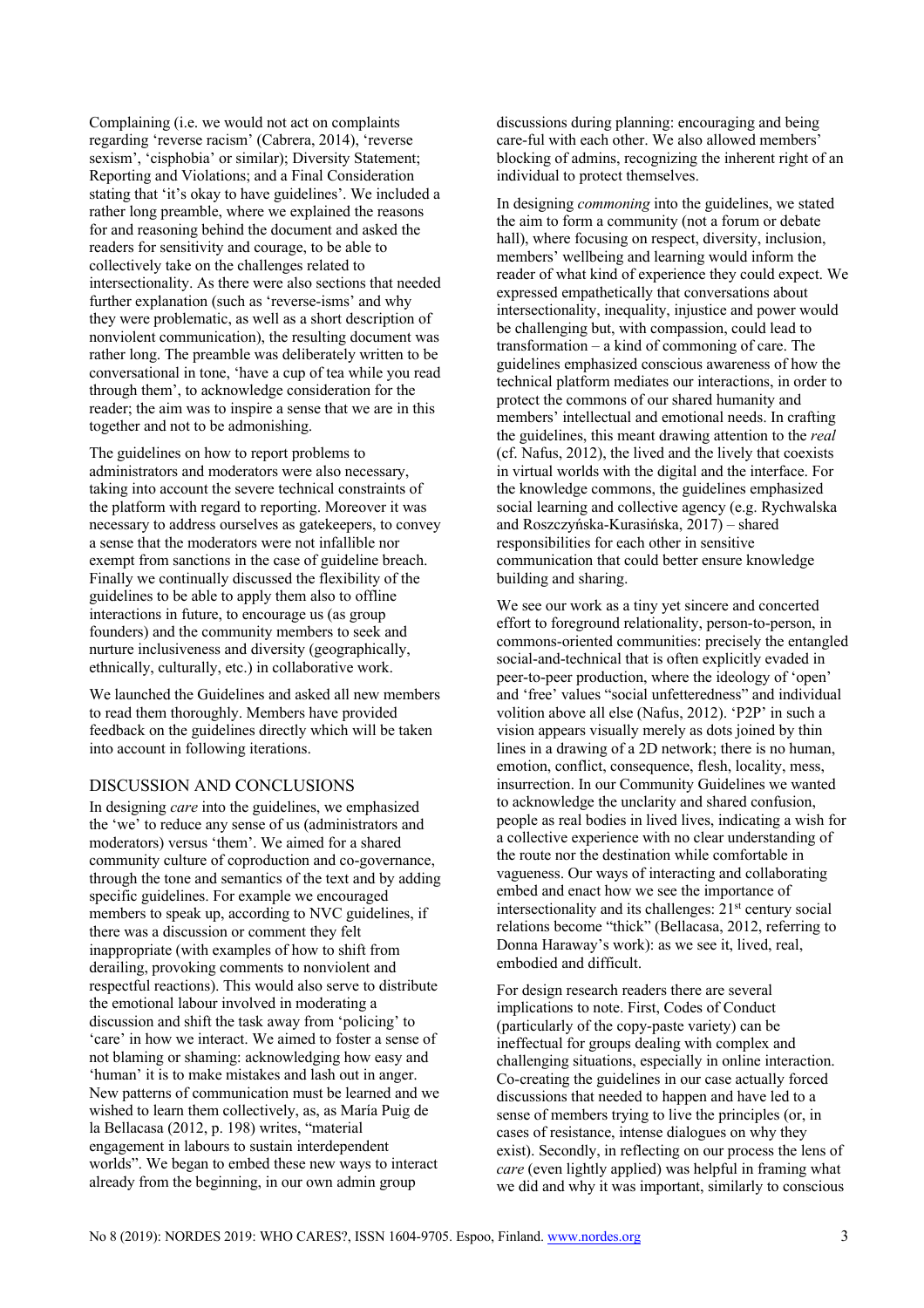Complaining (i.e. we would not act on complaints regarding 'reverse racism' (Cabrera, 2014), 'reverse sexism', 'cisphobia' or similar); Diversity Statement; Reporting and Violations; and a Final Consideration stating that 'it's okay to have guidelines'. We included a rather long preamble, where we explained the reasons for and reasoning behind the document and asked the readers for sensitivity and courage, to be able to collectively take on the challenges related to intersectionality. As there were also sections that needed further explanation (such as 'reverse-isms' and why they were problematic, as well as a short description of nonviolent communication), the resulting document was rather long. The preamble was deliberately written to be conversational in tone, 'have a cup of tea while you read through them', to acknowledge consideration for the reader; the aim was to inspire a sense that we are in this together and not to be admonishing.

The guidelines on how to report problems to administrators and moderators were also necessary, taking into account the severe technical constraints of the platform with regard to reporting. Moreover it was necessary to address ourselves as gatekeepers, to convey a sense that the moderators were not infallible nor exempt from sanctions in the case of guideline breach. Finally we continually discussed the flexibility of the guidelines to be able to apply them also to offline interactions in future, to encourage us (as group founders) and the community members to seek and nurture inclusiveness and diversity (geographically, ethnically, culturally, etc.) in collaborative work.

We launched the Guidelines and asked all new members to read them thoroughly. Members have provided feedback on the guidelines directly which will be taken into account in following iterations.

## DISCUSSION AND CONCLUSIONS

In designing *care* into the guidelines, we emphasized the 'we' to reduce any sense of us (administrators and moderators) versus 'them'. We aimed for a shared community culture of coproduction and co-governance, through the tone and semantics of the text and by adding specific guidelines. For example we encouraged members to speak up, according to NVC guidelines, if there was a discussion or comment they felt inappropriate (with examples of how to shift from derailing, provoking comments to nonviolent and respectful reactions). This would also serve to distribute the emotional labour involved in moderating a discussion and shift the task away from 'policing' to 'care' in how we interact. We aimed to foster a sense of not blaming or shaming: acknowledging how easy and 'human' it is to make mistakes and lash out in anger. New patterns of communication must be learned and we wished to learn them collectively, as, as María Puig de la Bellacasa (2012, p. 198) writes, "material engagement in labours to sustain interdependent worlds". We began to embed these new ways to interact already from the beginning, in our own admin group discussions during planning: encouraging and being care-ful with each other. We also allowed members' blocking of admins, recognizing the inherent right of an individual to protect themselves.

In designing *commoning* into the guidelines, we stated the aim to form a community (not a forum or debate hall), where focusing on respect, diversity, inclusion, members' wellbeing and learning would inform the reader of what kind of experience they could expect. We expressed empathetically that conversations about intersectionality, inequality, injustice and power would be challenging but, with compassion, could lead to transformation – a kind of commoning of care. The guidelines emphasized conscious awareness of how the technical platform mediates our interactions, in order to protect the commons of our shared humanity and members' intellectual and emotional needs. In crafting the guidelines, this meant drawing attention to the *real* (cf. Nafus, 2012), the lived and the lively that coexists in virtual worlds with the digital and the interface. For the knowledge commons, the guidelines emphasized social learning and collective agency (e.g. Rychwalska and Roszczyńska-Kurasińska, 2017) – shared responsibilities for each other in sensitive communication that could better ensure knowledge building and sharing.

We see our work as a tiny yet sincere and concerted effort to foreground relationality, person-to-person, in commons-oriented communities: precisely the entangled social-and-technical that is often explicitly evaded in peer-to-peer production, where the ideology of 'open' and 'free' values "social unfetteredness" and individual volition above all else (Nafus, 2012). 'P2P' in such a vision appears visually merely as dots joined by thin lines in a drawing of a 2D network; there is no human, emotion, conflict, consequence, flesh, locality, mess, insurrection. In our Community Guidelines we wanted to acknowledge the unclarity and shared confusion, people as real bodies in lived lives, indicating a wish for a collective experience with no clear understanding of the route nor the destination while comfortable in vagueness. Our ways of interacting and collaborating embed and enact how we see the importance of intersectionality and its challenges: 21st century social relations become "thick" (Bellacasa, 2012, referring to Donna Haraway's work): as we see it, lived, real, embodied and difficult.

For design research readers there are several implications to note. First, Codes of Conduct (particularly of the copy-paste variety) can be ineffectual for groups dealing with complex and challenging situations, especially in online interaction. Co-creating the guidelines in our case actually forced discussions that needed to happen and have led to a sense of members trying to live the principles (or, in cases of resistance, intense dialogues on why they exist). Secondly, in reflecting on our process the lens of *care* (even lightly applied) was helpful in framing what we did and why it was important, similarly to conscious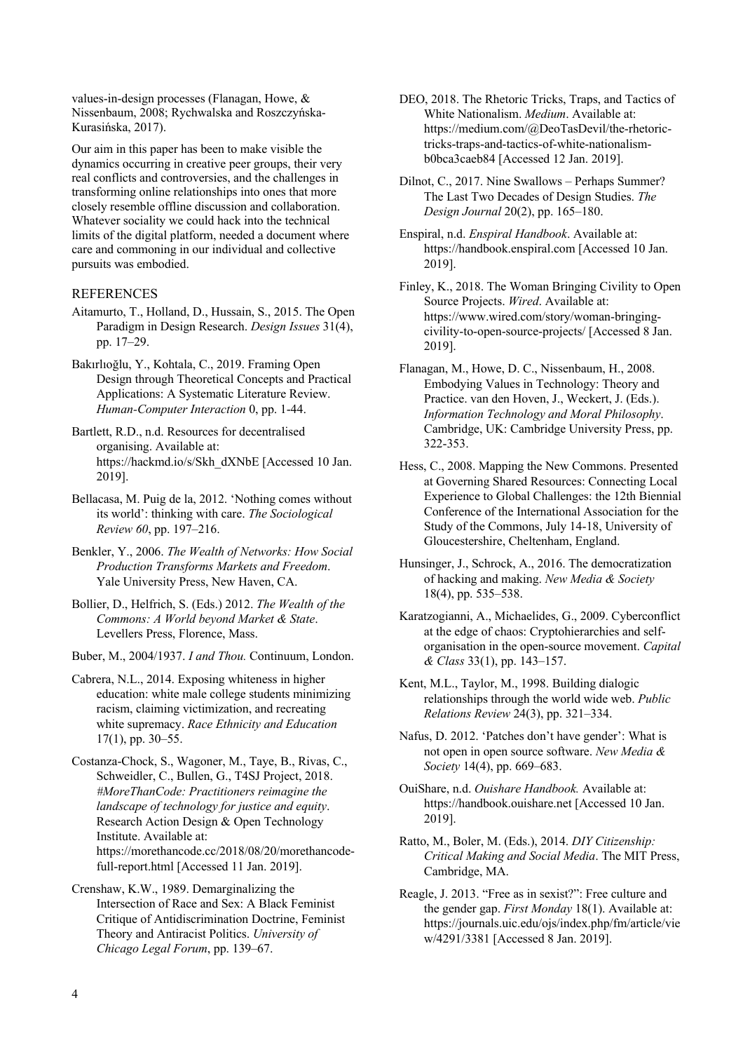values-in-design processes (Flanagan, Howe, & Nissenbaum, 2008; Rychwalska and Roszczyńska-Kurasińska, 2017).

Our aim in this paper has been to make visible the dynamics occurring in creative peer groups, their very real conflicts and controversies, and the challenges in transforming online relationships into ones that more closely resemble offline discussion and collaboration. Whatever sociality we could hack into the technical limits of the digital platform, needed a document where care and commoning in our individual and collective pursuits was embodied.

## REFERENCES

Aitamurto, T., Holland, D., Hussain, S., 2015. The Open Paradigm in Design Research. *Design Issues* 31(4), pp. 17–29.

Bakırlıoğlu, Y., Kohtala, C., 2019. Framing Open Design through Theoretical Concepts and Practical Applications: A Systematic Literature Review. *Human-Computer Interaction* 0, pp. 1-44.

Bartlett, R.D., n.d. Resources for decentralised organising. Available at: https://hackmd.io/s/Skh_dXNbE [Accessed 10 Jan. 2019].

Bellacasa, M. Puig de la, 2012. 'Nothing comes without its world': thinking with care. *The Sociological Review 60*, pp. 197–216.

Benkler, Y., 2006. *The Wealth of Networks: How Social Production Transforms Markets and Freedom*. Yale University Press, New Haven, CA.

Bollier, D., Helfrich, S. (Eds.) 2012. *The Wealth of the Commons: A World beyond Market & State*. Levellers Press, Florence, Mass.

Buber, M., 2004/1937. *I and Thou.* Continuum, London.

Cabrera, N.L., 2014. Exposing whiteness in higher education: white male college students minimizing racism, claiming victimization, and recreating white supremacy. *Race Ethnicity and Education* 17(1), pp. 30–55.

Costanza-Chock, S., Wagoner, M., Taye, B., Rivas, C., Schweidler, C., Bullen, G., T4SJ Project, 2018. *#MoreThanCode: Practitioners reimagine the landscape of technology for justice and equity*. Research Action Design & Open Technology Institute. Available at: https://morethancode.cc/2018/08/20/morethancode-full-report.html [Accessed 11 Jan. 2019].

Crenshaw, K.W., 1989. Demarginalizing the Intersection of Race and Sex: A Black Feminist Critique of Antidiscrimination Doctrine, Feminist Theory and Antiracist Politics. *University of Chicago Legal Forum*, pp. 139–67.

DEO, 2018. The Rhetoric Tricks, Traps, and Tactics of White Nationalism. *Medium*. Available at: https://medium.com/@DeoTasDevil/the-rhetoric-tricks-traps-and-tactics-of-white-nationalism-b0bca3caeb84 [Accessed 12 Jan. 2019].

Dilnot, C., 2017. Nine Swallows – Perhaps Summer? The Last Two Decades of Design Studies. *The Design Journal* 20(2), pp. 165–180.

Enspiral, n.d. *Enspiral Handbook*. Available at: https://handbook.enspiral.com [Accessed 10 Jan. 2019].

Finley, K., 2018. The Woman Bringing Civility to Open Source Projects. *Wired*. Available at: https://www.wired.com/story/woman-bringing-civility-to-open-source-projects/ [Accessed 8 Jan. 2019].

Flanagan, M., Howe, D. C., Nissenbaum, H., 2008. Embodying Values in Technology: Theory and Practice. van den Hoven, J., Weckert, J. (Eds.). *Information Technology and Moral Philosophy*. Cambridge, UK: Cambridge University Press, pp. 322-353.

Hess, C., 2008. Mapping the New Commons. Presented at Governing Shared Resources: Connecting Local Experience to Global Challenges: the 12th Biennial Conference of the International Association for the Study of the Commons, July 14-18, University of Gloucestershire, Cheltenham, England.

Hunsinger, J., Schrock, A., 2016. The democratization of hacking and making. *New Media & Society* 18(4), pp. 535–538.

Karatzogianni, A., Michaelides, G., 2009. Cyberconflict at the edge of chaos: Cryptohierarchies and self-organisation in the open-source movement. *Capital & Class* 33(1), pp. 143–157.

Kent, M.L., Taylor, M., 1998. Building dialogic relationships through the world wide web. *Public Relations Review* 24(3), pp. 321–334.

Nafus, D. 2012. 'Patches don't have gender': What is not open in open source software. *New Media & Society* 14(4), pp. 669–683.

OuiShare, n.d. *Ouishare Handbook.* Available at: https://handbook.ouishare.net [Accessed 10 Jan. 2019].

Ratto, M., Boler, M. (Eds.), 2014. *DIY Citizenship: Critical Making and Social Media*. The MIT Press, Cambridge, MA.

Reagle, J. 2013. "Free as in sexist?": Free culture and the gender gap. *First Monday* 18(1). Available at: https://journals.uic.edu/ojs/index.php/fm/article/view/4291/3381 [Accessed 8 Jan. 2019].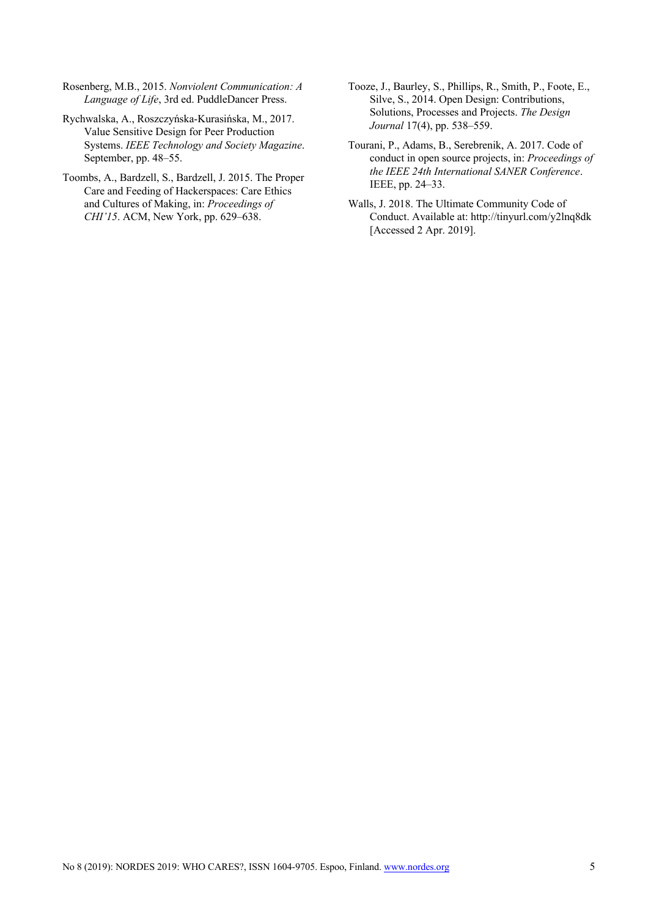Rosenberg, M.B., 2015. *Nonviolent Communication: A Language of Life*, 3rd ed. PuddleDancer Press.

Rychwalska, A., Roszczyńska-Kurasińska, M., 2017. Value Sensitive Design for Peer Production Systems. *IEEE Technology and Society Magazine*. September, pp. 48–55.

Toombs, A., Bardzell, S., Bardzell, J. 2015. The Proper Care and Feeding of Hackerspaces: Care Ethics and Cultures of Making, in: *Proceedings of CHI'15*. ACM, New York, pp. 629–638.

Tooze, J., Baurley, S., Phillips, R., Smith, P., Foote, E., Silve, S., 2014. Open Design: Contributions, Solutions, Processes and Projects. *The Design Journal* 17(4), pp. 538–559.

Tourani, P., Adams, B., Serebrenik, A. 2017. Code of conduct in open source projects, in: *Proceedings of the IEEE 24th International SANER Conference*. IEEE, pp. 24–33.

Walls, J. 2018. The Ultimate Community Code of Conduct. Available at: http://tinyurl.com/y2lnq8dk [Accessed 2 Apr. 2019].